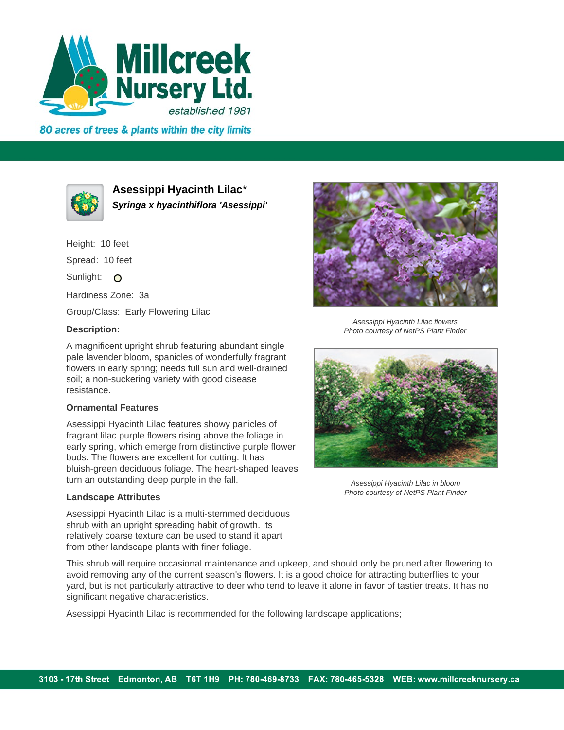Millcreek Nursery Ltd.

established 1981

80 acres of trees & plants within the city limits

## Asessippi Hyacinth Lilac*

***Syringa x hyacinthiflora 'Asessippi'***

Height: 10 feet

Spread: 10 feet

Sunlight:

Hardiness Zone: 3a

Group/Class: Early Flowering Lilac

### Description:

A magnificent upright shrub featuring abundant single pale lavender bloom, spanicles of wonderfully fragrant flowers in early spring; needs full sun and well-drained soil; a non-suckering variety with good disease resistance.

### Ornamental Features

Asessippi Hyacinth Lilac features showy panicles of fragrant lilac purple flowers rising above the foliage in early spring, which emerge from distinctive purple flower buds. The flowers are excellent for cutting. It has bluish-green deciduous foliage. The heart-shaped leaves turn an outstanding deep purple in the fall.

### Landscape Attributes

Asessippi Hyacinth Lilac is a multi-stemmed deciduous shrub with an upright spreading habit of growth. Its relatively coarse texture can be used to stand it apart from other landscape plants with finer foliage.

This shrub will require occasional maintenance and upkeep, and should only be pruned after flowering to avoid removing any of the current season's flowers. It is a good choice for attracting butterflies to your yard, but is not particularly attractive to deer who tend to leave it alone in favor of tastier treats. It has no significant negative characteristics.

Asessippi Hyacinth Lilac is recommended for the following landscape applications;

*Asessippi Hyacinth Lilac flowers*
*Photo courtesy of NetPS Plant Finder*

*Asessippi Hyacinth Lilac in bloom*
*Photo courtesy of NetPS Plant Finder*

3103 - 17th Street Edmonton, AB T6T 1H9 PH: 780-469-8733 FAX: 780-465-5328 WEB: www.millcreeknursery.ca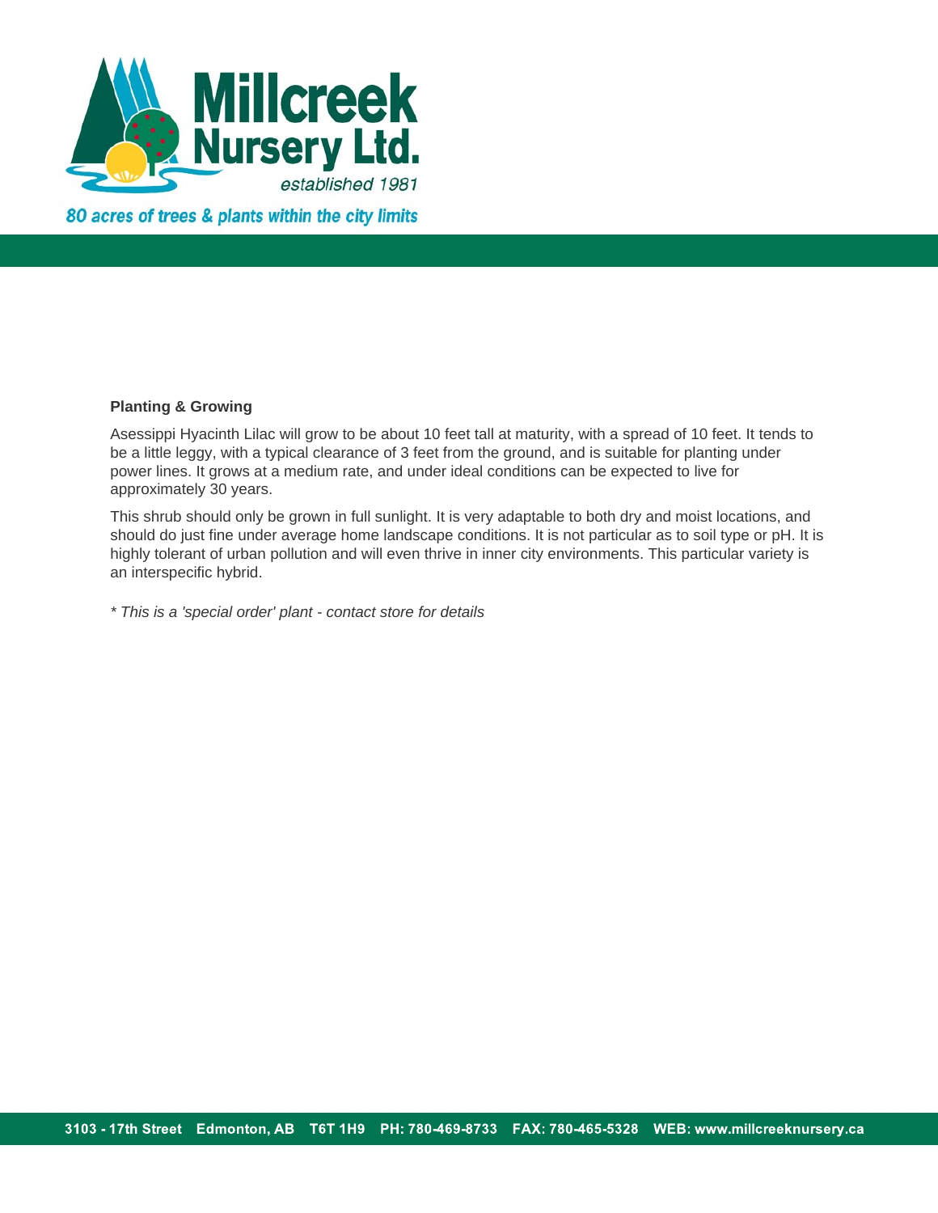### Planting & Growing

Asessippi Hyacinth Lilac will grow to be about 10 feet tall at maturity, with a spread of 10 feet. It tends to be a little leggy, with a typical clearance of 3 feet from the ground, and is suitable for planting under power lines. It grows at a medium rate, and under ideal conditions can be expected to live for approximately 30 years.

This shrub should only be grown in full sunlight. It is very adaptable to both dry and moist locations, and should do just fine under average home landscape conditions. It is not particular as to soil type or pH. It is highly tolerant of urban pollution and will even thrive in inner city environments. This particular variety is an interspecific hybrid.

*\* This is a 'special order' plant - contact store for details*